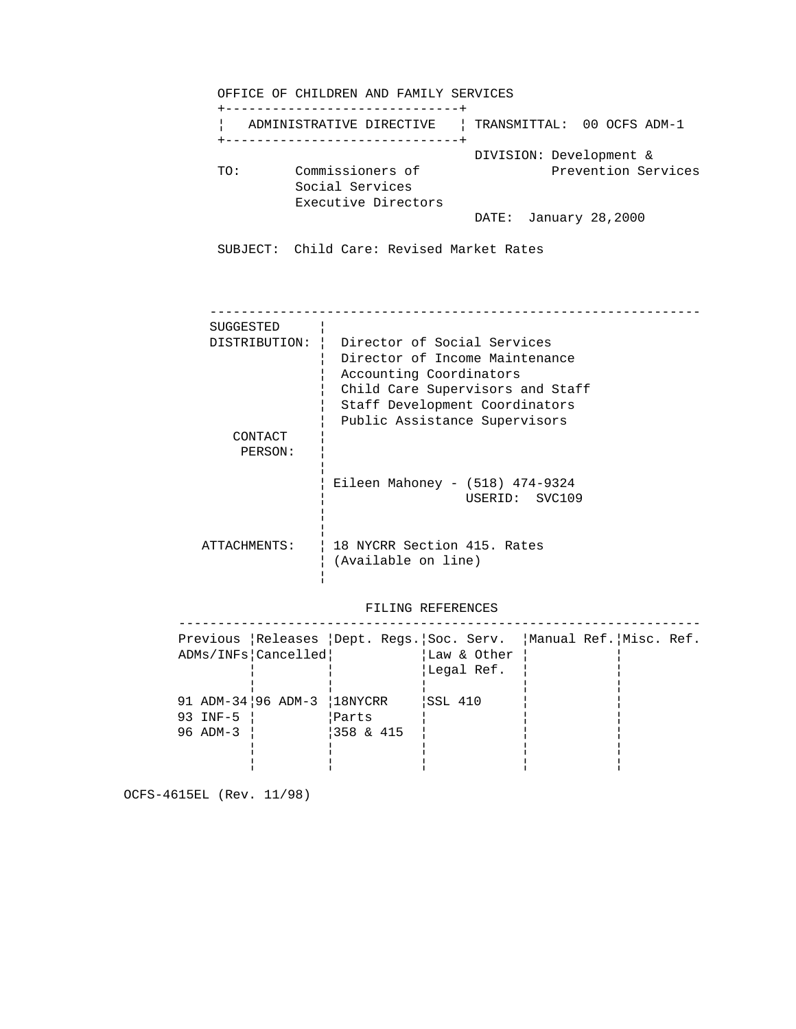OFFICE OF CHILDREN AND FAMILY SERVICES

| ADMINISTRATIVE DIRECTIVE | TRANSMITTAL: 00 OCFS ADM-1 |
|---|---|

DIVISION: Development & Prevention Services

TO: Commissioners of Social Services
Executive Directors

DATE: January 28,2000

SUBJECT: Child Care: Revised Market Rates

---

**SUGGESTED DISTRIBUTION:**
- Director of Social Services
- Director of Income Maintenance
- Accounting Coordinators
- Child Care Supervisors and Staff
- Staff Development Coordinators
- Public Assistance Supervisors

**CONTACT PERSON:**
Eileen Mahoney - (518) 474-9324
USERID: SVC109

**ATTACHMENTS:**
18 NYCRR Section 415. Rates
(Available on line)

FILING REFERENCES

| Previous ADMs/INFs | Releases Cancelled | Dept. Regs. | Soc. Serv. Law & Other Legal Ref. | Manual Ref. | Misc. Ref. |
|---|---|---|---|---|---|
| 91 ADM-34<br>93 INF-5<br>96 ADM-3 | 96 ADM-3 | 18NYCRR Parts 358 & 415 | SSL 410 | | |

OCFS-4615EL (Rev. 11/98)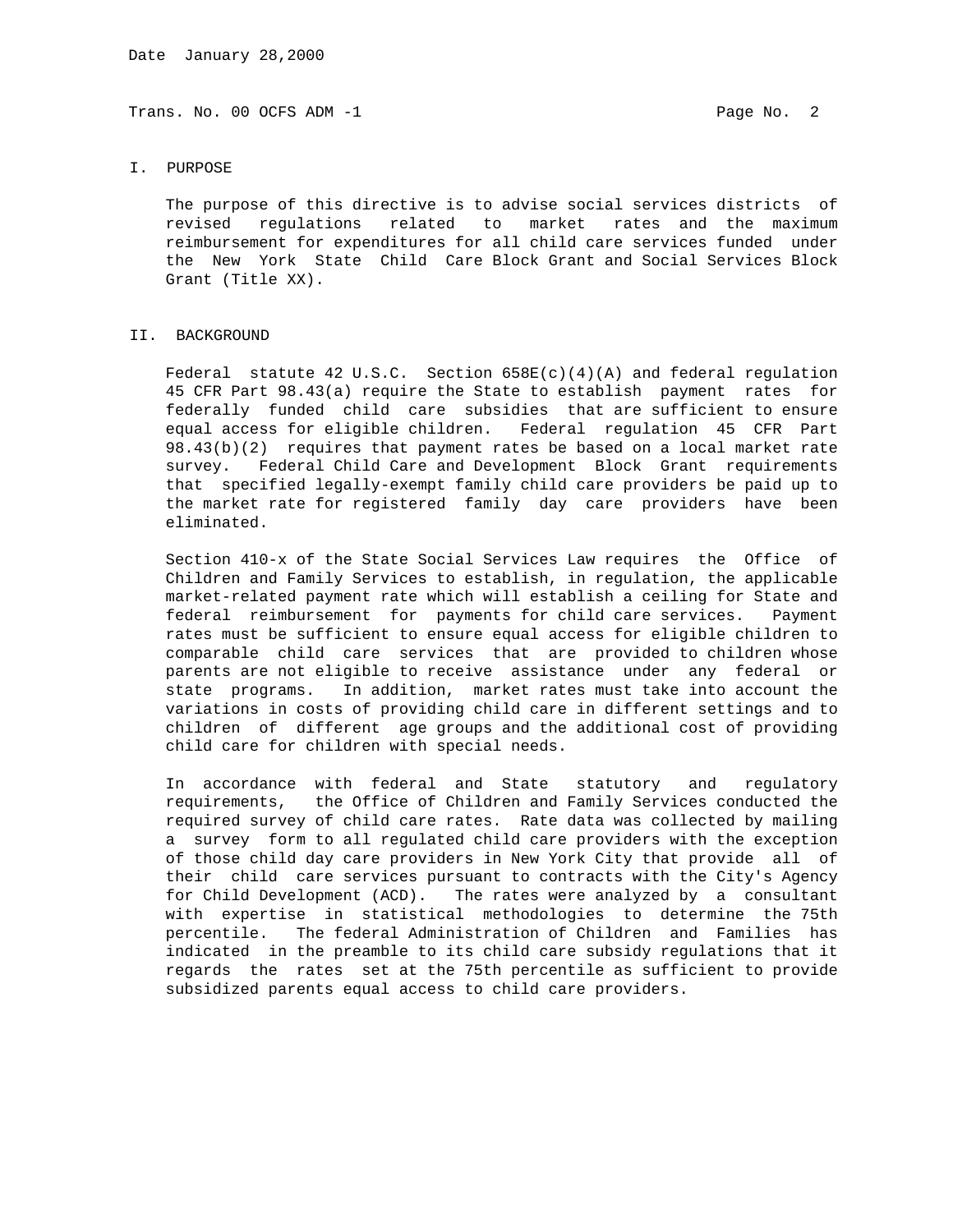## I. PURPOSE

The purpose of this directive is to advise social services districts of revised regulations related to market rates and the maximum reimbursement for expenditures for all child care services funded under the New York State Child Care Block Grant and Social Services Block Grant (Title XX).

## II. BACKGROUND

Federal statute 42 U.S.C. Section 658E(c)(4)(A) and federal regulation 45 CFR Part 98.43(a) require the State to establish payment rates for federally funded child care subsidies that are sufficient to ensure equal access for eligible children. Federal regulation 45 CFR Part 98.43(b)(2) requires that payment rates be based on a local market rate survey. Federal Child Care and Development Block Grant requirements that specified legally-exempt family child care providers be paid up to the market rate for registered family day care providers have been eliminated.

Section 410-x of the State Social Services Law requires the Office of Children and Family Services to establish, in regulation, the applicable market-related payment rate which will establish a ceiling for State and federal reimbursement for payments for child care services. Payment rates must be sufficient to ensure equal access for eligible children to comparable child care services that are provided to children whose parents are not eligible to receive assistance under any federal or state programs. In addition, market rates must take into account the variations in costs of providing child care in different settings and to children of different age groups and the additional cost of providing child care for children with special needs.

In accordance with federal and State statutory and regulatory requirements, the Office of Children and Family Services conducted the required survey of child care rates. Rate data was collected by mailing a survey form to all regulated child care providers with the exception of those child day care providers in New York City that provide all of their child care services pursuant to contracts with the City's Agency for Child Development (ACD). The rates were analyzed by a consultant with expertise in statistical methodologies to determine the 75th percentile. The federal Administration of Children and Families has indicated in the preamble to its child care subsidy regulations that it regards the rates set at the 75th percentile as sufficient to provide subsidized parents equal access to child care providers.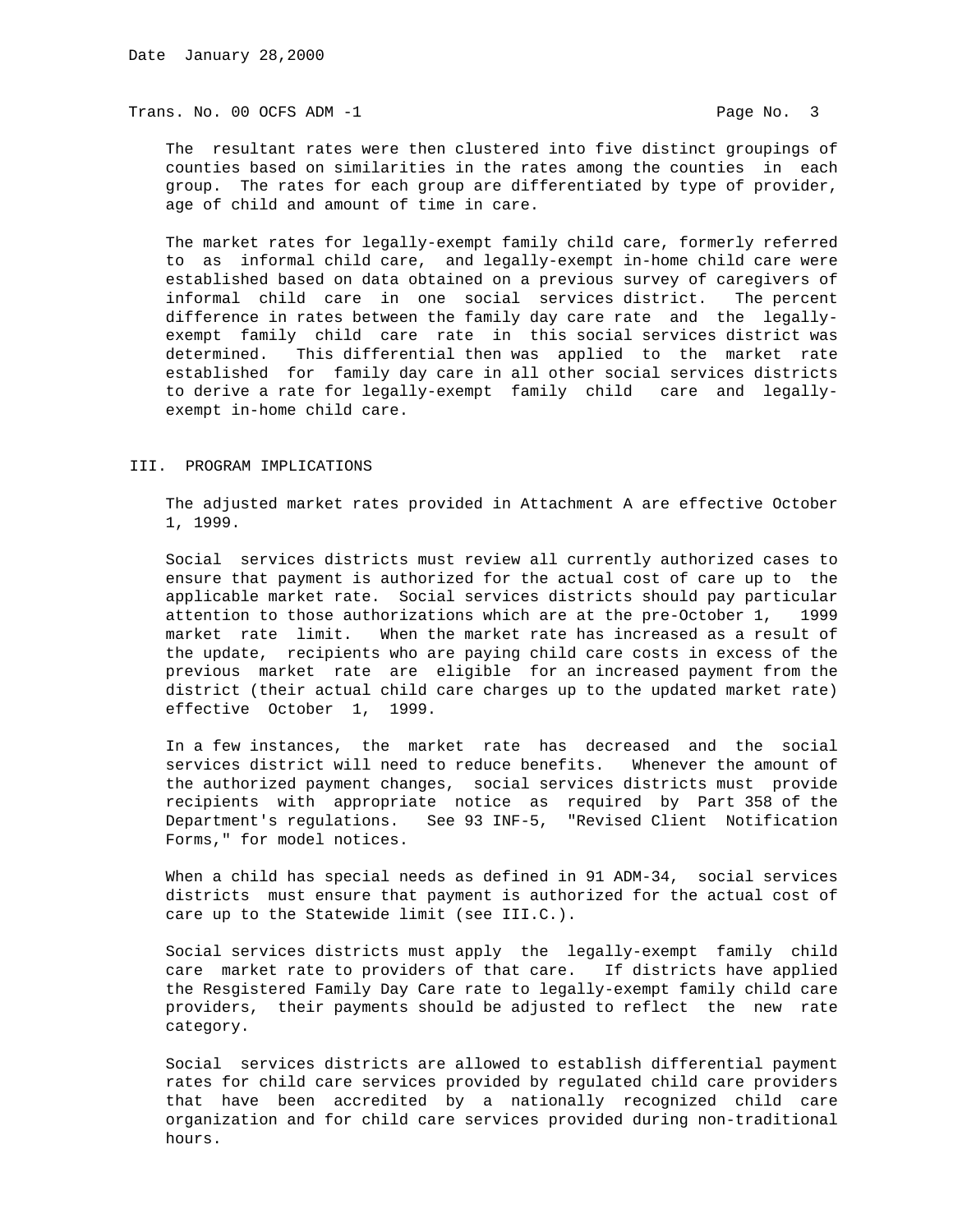The resultant rates were then clustered into five distinct groupings of counties based on similarities in the rates among the counties in each group. The rates for each group are differentiated by type of provider, age of child and amount of time in care.

The market rates for legally-exempt family child care, formerly referred to as informal child care, and legally-exempt in-home child care were established based on data obtained on a previous survey of caregivers of informal child care in one social services district. The percent difference in rates between the family day care rate and the legally-exempt family child care rate in this social services district was determined. This differential then was applied to the market rate established for family day care in all other social services districts to derive a rate for legally-exempt family child care and legally-exempt in-home child care.

## III. PROGRAM IMPLICATIONS

The adjusted market rates provided in Attachment A are effective October 1, 1999.

Social services districts must review all currently authorized cases to ensure that payment is authorized for the actual cost of care up to the applicable market rate. Social services districts should pay particular attention to those authorizations which are at the pre-October 1, 1999 market rate limit. When the market rate has increased as a result of the update, recipients who are paying child care costs in excess of the previous market rate are eligible for an increased payment from the district (their actual child care charges up to the updated market rate) effective October 1, 1999.

In a few instances, the market rate has decreased and the social services district will need to reduce benefits. Whenever the amount of the authorized payment changes, social services districts must provide recipients with appropriate notice as required by Part 358 of the Department's regulations. See 93 INF-5, "Revised Client Notification Forms," for model notices.

When a child has special needs as defined in 91 ADM-34, social services districts must ensure that payment is authorized for the actual cost of care up to the Statewide limit (see III.C.).

Social services districts must apply the legally-exempt family child care market rate to providers of that care. If districts have applied the Resgistered Family Day Care rate to legally-exempt family child care providers, their payments should be adjusted to reflect the new rate category.

Social services districts are allowed to establish differential payment rates for child care services provided by regulated child care providers that have been accredited by a nationally recognized child care organization and for child care services provided during non-traditional hours.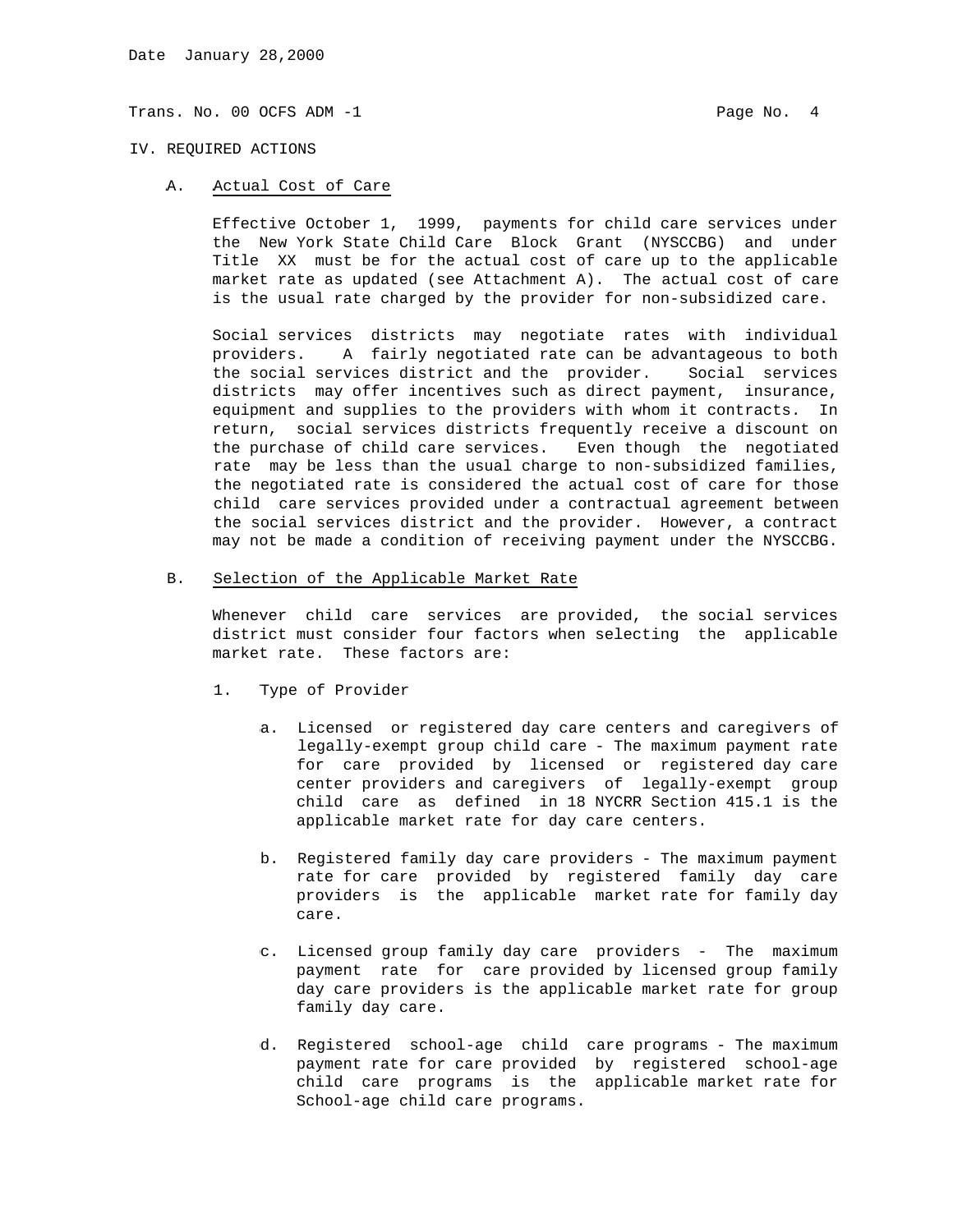## IV. REQUIRED ACTIONS

### A. Actual Cost of Care

Effective October 1, 1999, payments for child care services under the New York State Child Care Block Grant (NYSCCBG) and under Title XX must be for the actual cost of care up to the applicable market rate as updated (see Attachment A). The actual cost of care is the usual rate charged by the provider for non-subsidized care.

Social services districts may negotiate rates with individual providers. A fairly negotiated rate can be advantageous to both the social services district and the provider. Social services districts may offer incentives such as direct payment, insurance, equipment and supplies to the providers with whom it contracts. In return, social services districts frequently receive a discount on the purchase of child care services. Even though the negotiated rate may be less than the usual charge to non-subsidized families, the negotiated rate is considered the actual cost of care for those child care services provided under a contractual agreement between the social services district and the provider. However, a contract may not be made a condition of receiving payment under the NYSCCBG.

### B. Selection of the Applicable Market Rate

Whenever child care services are provided, the social services district must consider four factors when selecting the applicable market rate. These factors are:

1. Type of Provider

   a. Licensed or registered day care centers and caregivers of legally-exempt group child care - The maximum payment rate for care provided by licensed or registered day care center providers and caregivers of legally-exempt group child care as defined in 18 NYCRR Section 415.1 is the applicable market rate for day care centers.

   b. Registered family day care providers - The maximum payment rate for care provided by registered family day care providers is the applicable market rate for family day care.

   c. Licensed group family day care providers - The maximum payment rate for care provided by licensed group family day care providers is the applicable market rate for group family day care.

   d. Registered school-age child care programs - The maximum payment rate for care provided by registered school-age child care programs is the applicable market rate for School-age child care programs.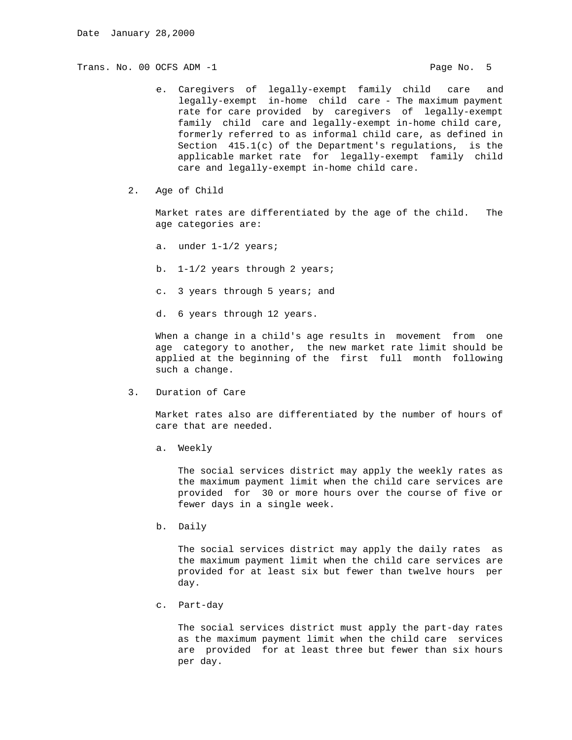e. Caregivers of legally-exempt family child care and legally-exempt in-home child care - The maximum payment rate for care provided by caregivers of legally-exempt family child care and legally-exempt in-home child care, formerly referred to as informal child care, as defined in Section 415.1(c) of the Department's regulations, is the applicable market rate for legally-exempt family child care and legally-exempt in-home child care.

2. Age of Child

   Market rates are differentiated by the age of the child. The age categories are:

   a. under 1-1/2 years;

   b. 1-1/2 years through 2 years;

   c. 3 years through 5 years; and

   d. 6 years through 12 years.

   When a change in a child's age results in movement from one age category to another, the new market rate limit should be applied at the beginning of the first full month following such a change.

3. Duration of Care

   Market rates also are differentiated by the number of hours of care that are needed.

   a. Weekly

      The social services district may apply the weekly rates as the maximum payment limit when the child care services are provided for 30 or more hours over the course of five or fewer days in a single week.

   b. Daily

      The social services district may apply the daily rates as the maximum payment limit when the child care services are provided for at least six but fewer than twelve hours per day.

   c. Part-day

      The social services district must apply the part-day rates as the maximum payment limit when the child care services are provided for at least three but fewer than six hours per day.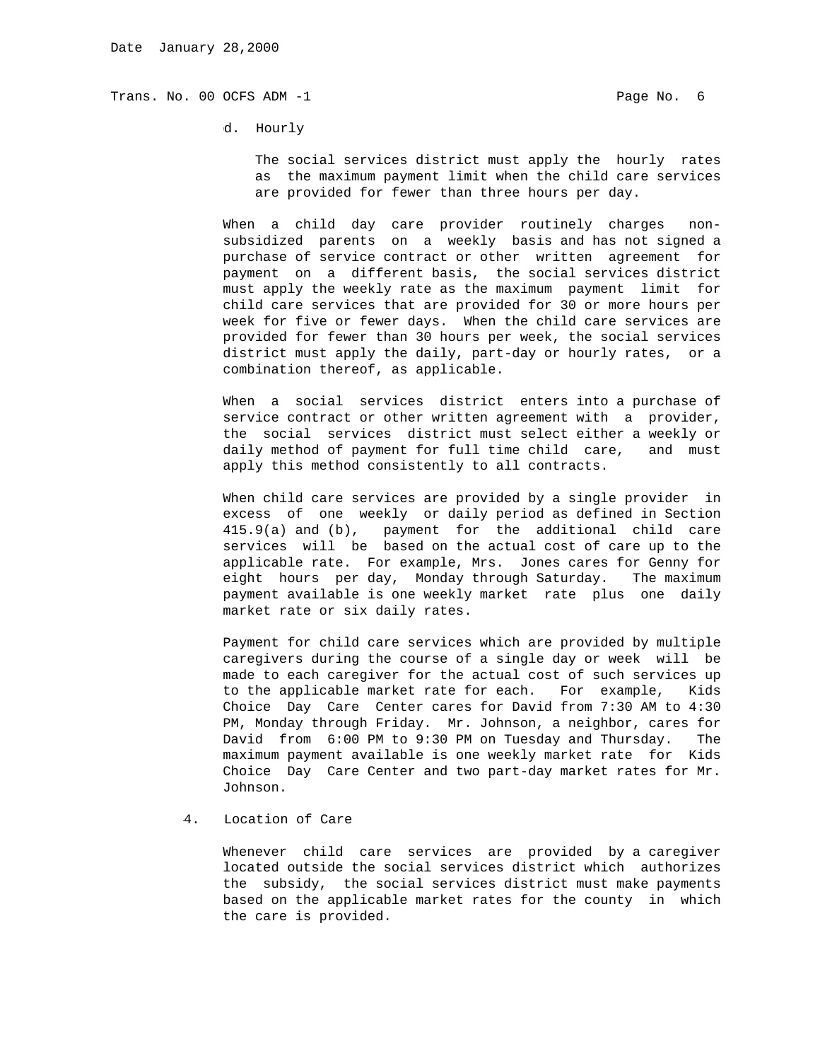d. Hourly

The social services district must apply the hourly rates as the maximum payment limit when the child care services are provided for fewer than three hours per day.

When a child day care provider routinely charges non-subsidized parents on a weekly basis and has not signed a purchase of service contract or other written agreement for payment on a different basis, the social services district must apply the weekly rate as the maximum payment limit for child care services that are provided for 30 or more hours per week for five or fewer days. When the child care services are provided for fewer than 30 hours per week, the social services district must apply the daily, part-day or hourly rates, or a combination thereof, as applicable.

When a social services district enters into a purchase of service contract or other written agreement with a provider, the social services district must select either a weekly or daily method of payment for full time child care, and must apply this method consistently to all contracts.

When child care services are provided by a single provider in excess of one weekly or daily period as defined in Section 415.9(a) and (b), payment for the additional child care services will be based on the actual cost of care up to the applicable rate. For example, Mrs. Jones cares for Genny for eight hours per day, Monday through Saturday. The maximum payment available is one weekly market rate plus one daily market rate or six daily rates.

Payment for child care services which are provided by multiple caregivers during the course of a single day or week will be made to each caregiver for the actual cost of such services up to the applicable market rate for each. For example, Kids Choice Day Care Center cares for David from 7:30 AM to 4:30 PM, Monday through Friday. Mr. Johnson, a neighbor, cares for David from 6:00 PM to 9:30 PM on Tuesday and Thursday. The maximum payment available is one weekly market rate for Kids Choice Day Care Center and two part-day market rates for Mr. Johnson.

4. Location of Care

Whenever child care services are provided by a caregiver located outside the social services district which authorizes the subsidy, the social services district must make payments based on the applicable market rates for the county in which the care is provided.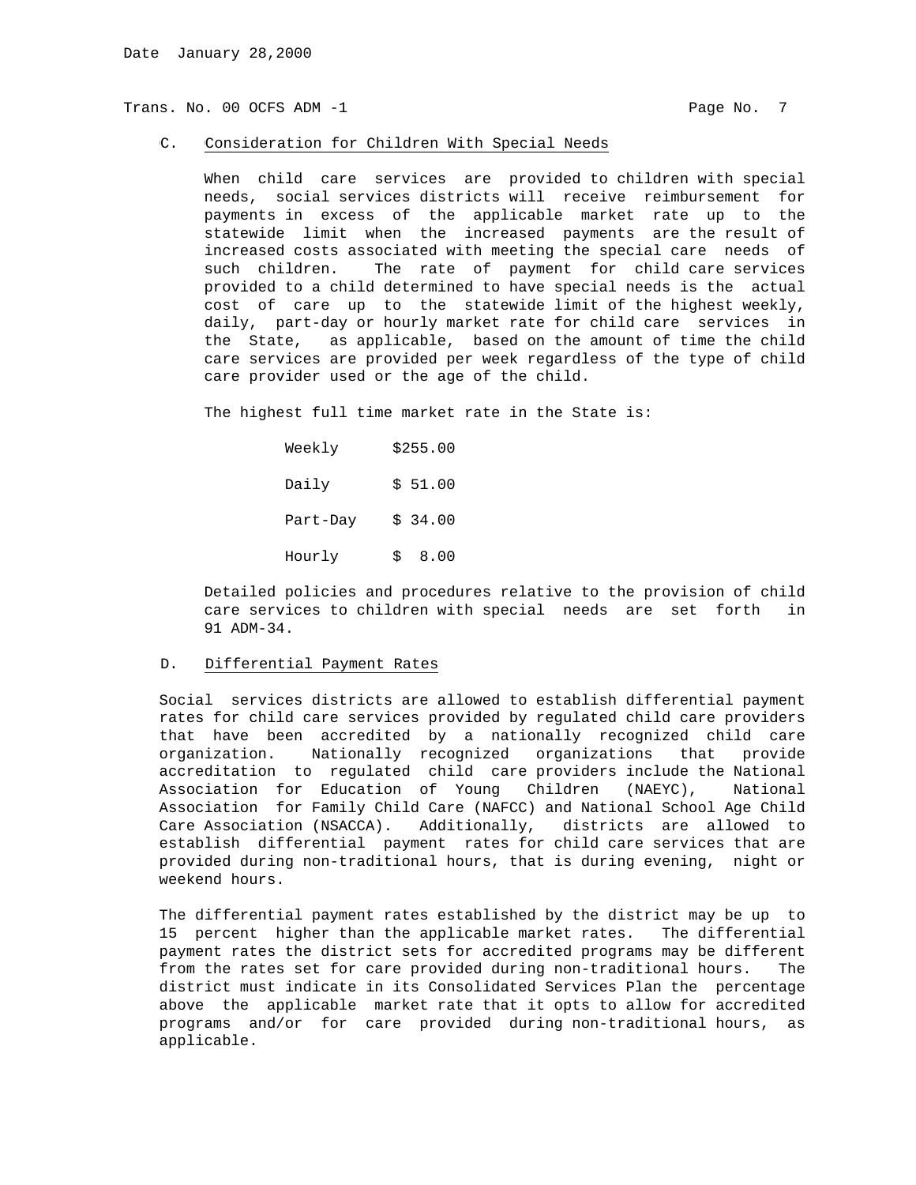### C. Consideration for Children With Special Needs

When child care services are provided to children with special needs, social services districts will receive reimbursement for payments in excess of the applicable market rate up to the statewide limit when the increased payments are the result of increased costs associated with meeting the special care needs of such children. The rate of payment for child care services provided to a child determined to have special needs is the actual cost of care up to the statewide limit of the highest weekly, daily, part-day or hourly market rate for child care services in the State, as applicable, based on the amount of time the child care services are provided per week regardless of the type of child care provider used or the age of the child.

The highest full time market rate in the State is:

| | |
|---|---|
| Weekly | $255.00 |
| Daily | $ 51.00 |
| Part-Day | $ 34.00 |
| Hourly | $ 8.00 |

Detailed policies and procedures relative to the provision of child care services to children with special needs are set forth in 91 ADM-34.

### D. Differential Payment Rates

Social services districts are allowed to establish differential payment rates for child care services provided by regulated child care providers that have been accredited by a nationally recognized child care organization. Nationally recognized organizations that provide accreditation to regulated child care providers include the National Association for Education of Young Children (NAEYC), National Association for Family Child Care (NAFCC) and National School Age Child Care Association (NSACCA). Additionally, districts are allowed to establish differential payment rates for child care services that are provided during non-traditional hours, that is during evening, night or weekend hours.

The differential payment rates established by the district may be up to 15 percent higher than the applicable market rates. The differential payment rates the district sets for accredited programs may be different from the rates set for care provided during non-traditional hours. The district must indicate in its Consolidated Services Plan the percentage above the applicable market rate that it opts to allow for accredited programs and/or for care provided during non-traditional hours, as applicable.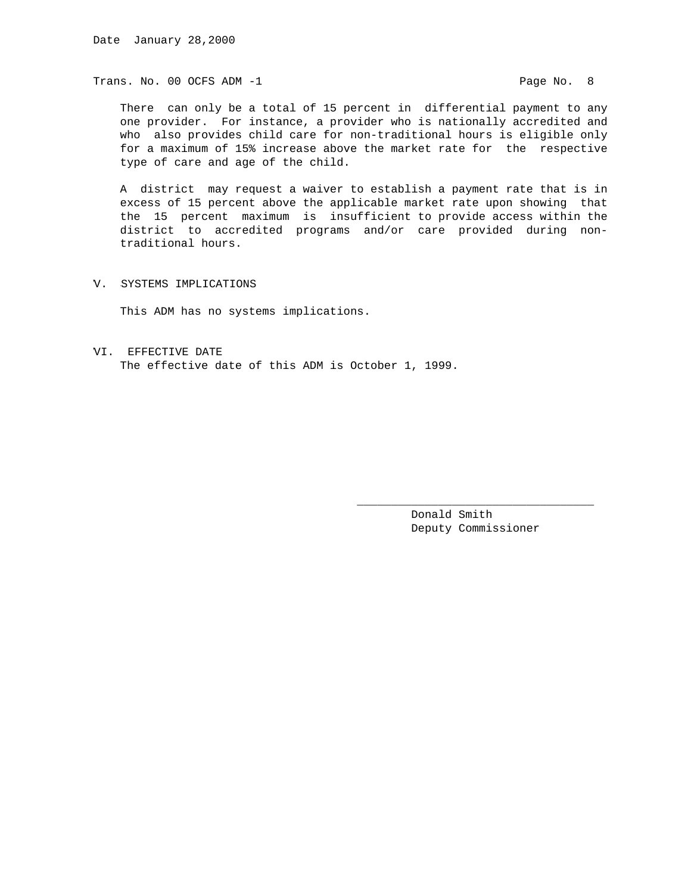There can only be a total of 15 percent in differential payment to any one provider. For instance, a provider who is nationally accredited and who also provides child care for non-traditional hours is eligible only for a maximum of 15% increase above the market rate for the respective type of care and age of the child.

A district may request a waiver to establish a payment rate that is in excess of 15 percent above the applicable market rate upon showing that the 15 percent maximum is insufficient to provide access within the district to accredited programs and/or care provided during non-traditional hours.

## V. SYSTEMS IMPLICATIONS

This ADM has no systems implications.

## VI. EFFECTIVE DATE

The effective date of this ADM is October 1, 1999.

\_\_\_\_\_\_\_\_\_\_\_\_\_\_\_\_\_\_\_\_\_\_\_\_\_\_\_\_\_\_\_\_\_\_\_

Donald Smith
Deputy Commissioner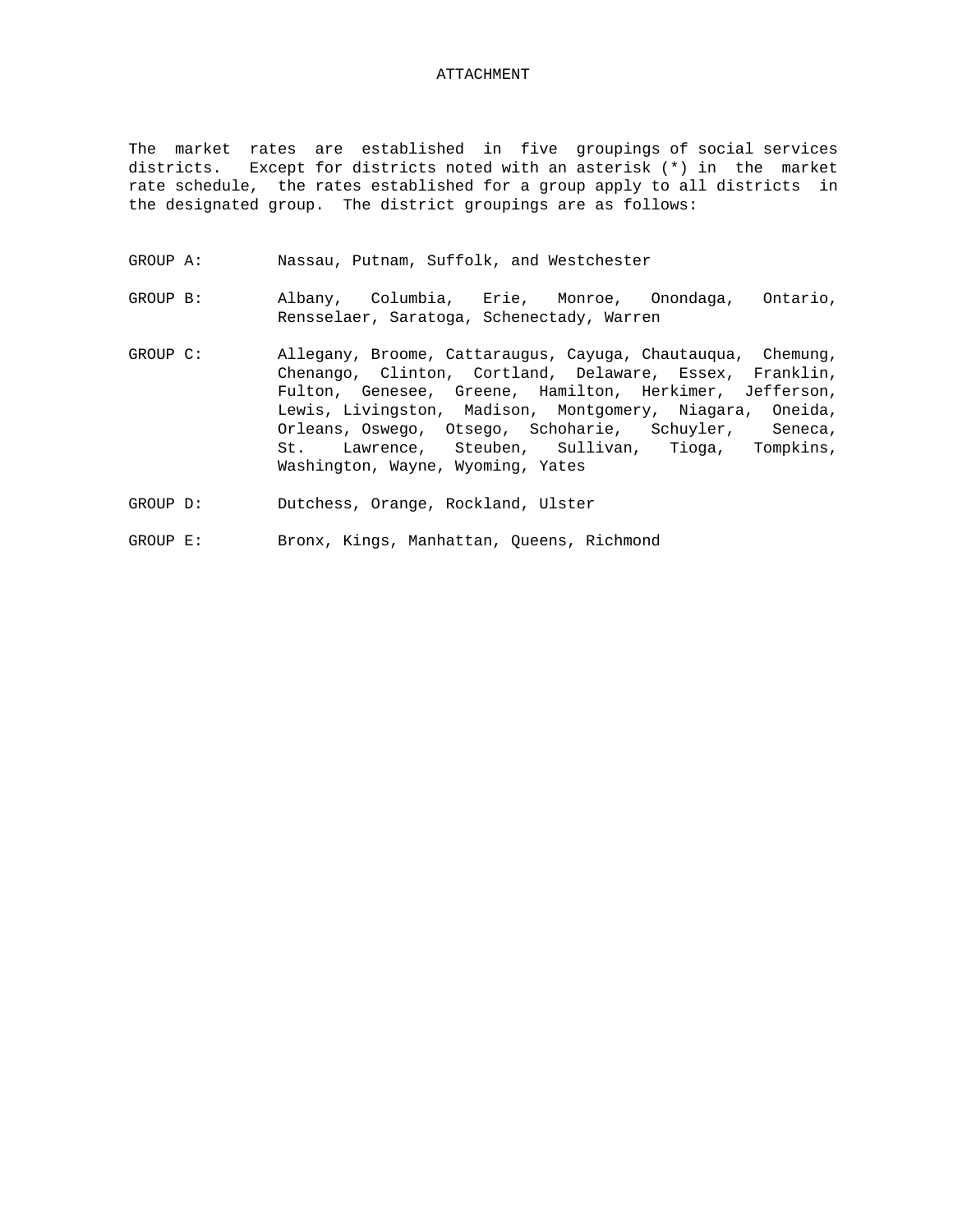# ATTACHMENT

The market rates are established in five groupings of social services districts. Except for districts noted with an asterisk (*) in the market rate schedule, the rates established for a group apply to all districts in the designated group. The district groupings are as follows:

| | |
|---|---|
| GROUP A: | Nassau, Putnam, Suffolk, and Westchester |
| GROUP B: | Albany, Columbia, Erie, Monroe, Onondaga, Ontario, Rensselaer, Saratoga, Schenectady, Warren |
| GROUP C: | Allegany, Broome, Cattaraugus, Cayuga, Chautauqua, Chemung, Chenango, Clinton, Cortland, Delaware, Essex, Franklin, Fulton, Genesee, Greene, Hamilton, Herkimer, Jefferson, Lewis, Livingston, Madison, Montgomery, Niagara, Oneida, Orleans, Oswego, Otsego, Schoharie, Schuyler, Seneca, St. Lawrence, Steuben, Sullivan, Tioga, Tompkins, Washington, Wayne, Wyoming, Yates |
| GROUP D: | Dutchess, Orange, Rockland, Ulster |
| GROUP E: | Bronx, Kings, Manhattan, Queens, Richmond |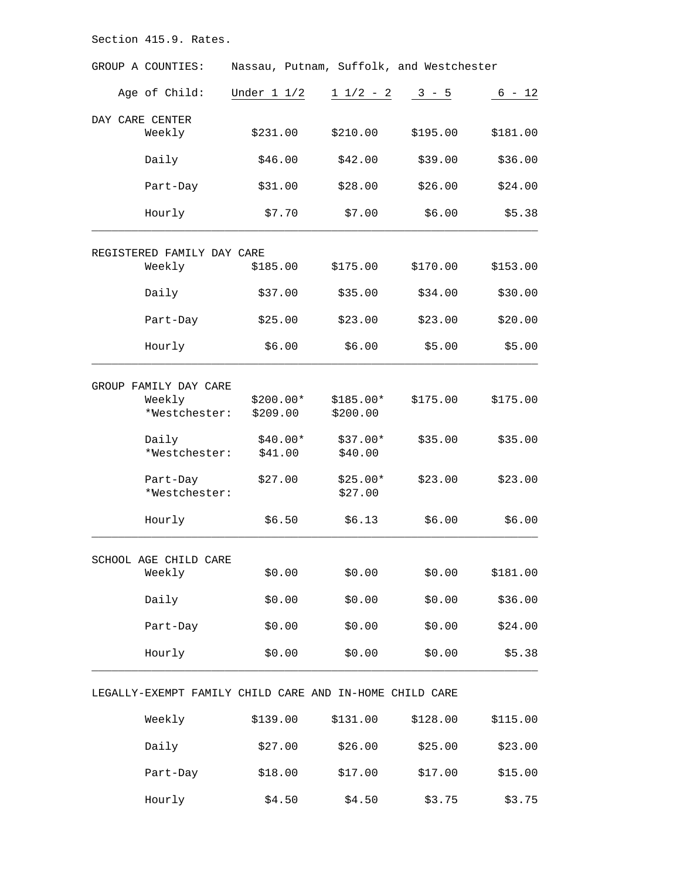Section 415.9. Rates.

GROUP A COUNTIES: Nassau, Putnam, Suffolk, and Westchester

| Age of Child: | Under 1 1/2 | 1 1/2 - 2 | 3 - 5 | 6 - 12 |
|---|---|---|---|---|
| **DAY CARE CENTER** | | | | |
| Weekly | $231.00 | $210.00 | $195.00 | $181.00 |
| Daily | $46.00 | $42.00 | $39.00 | $36.00 |
| Part-Day | $31.00 | $28.00 | $26.00 | $24.00 |
| Hourly | $7.70 | $7.00 | $6.00 | $5.38 |
| **REGISTERED FAMILY DAY CARE** | | | | |
| Weekly | $185.00 | $175.00 | $170.00 | $153.00 |
| Daily | $37.00 | $35.00 | $34.00 | $30.00 |
| Part-Day | $25.00 | $23.00 | $23.00 | $20.00 |
| Hourly | $6.00 | $6.00 | $5.00 | $5.00 |
| **GROUP FAMILY DAY CARE** | | | | |
| Weekly | $200.00* | $185.00* | $175.00 | $175.00 |
| *Westchester: | $209.00 | $200.00 | | |
| Daily | $40.00* | $37.00* | $35.00 | $35.00 |
| *Westchester: | $41.00 | $40.00 | | |
| Part-Day | $27.00 | $25.00* | $23.00 | $23.00 |
| *Westchester: | | $27.00 | | |
| Hourly | $6.50 | $6.13 | $6.00 | $6.00 |
| **SCHOOL AGE CHILD CARE** | | | | |
| Weekly | $0.00 | $0.00 | $0.00 | $181.00 |
| Daily | $0.00 | $0.00 | $0.00 | $36.00 |
| Part-Day | $0.00 | $0.00 | $0.00 | $24.00 |
| Hourly | $0.00 | $0.00 | $0.00 | $5.38 |
| **LEGALLY-EXEMPT FAMILY CHILD CARE AND IN-HOME CHILD CARE** | | | | |
| Weekly | $139.00 | $131.00 | $128.00 | $115.00 |
| Daily | $27.00 | $26.00 | $25.00 | $23.00 |
| Part-Day | $18.00 | $17.00 | $17.00 | $15.00 |
| Hourly | $4.50 | $4.50 | $3.75 | $3.75 |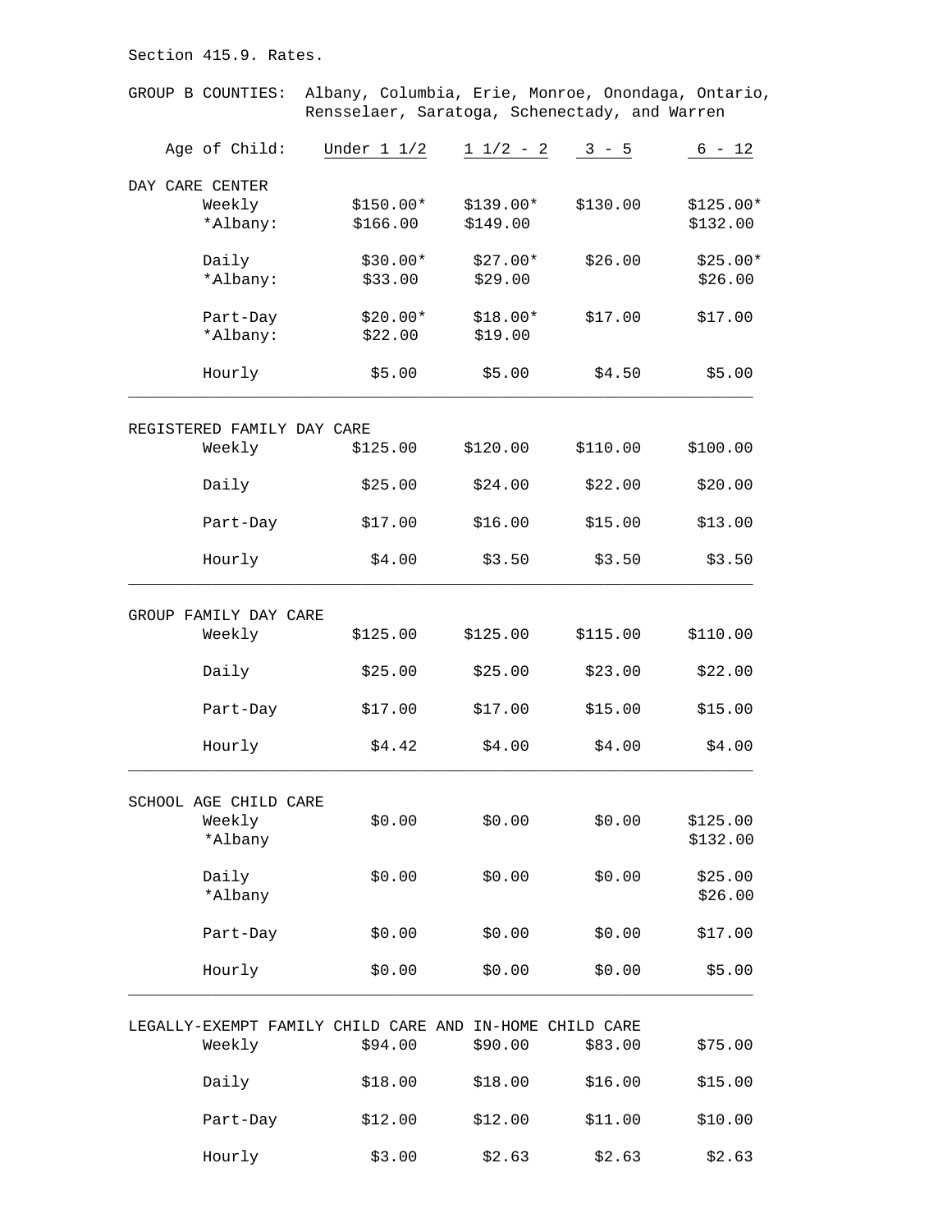Section 415.9. Rates.

GROUP B COUNTIES: Albany, Columbia, Erie, Monroe, Onondaga, Ontario, Rensselaer, Saratoga, Schenectady, and Warren

| Age of Child: | Under 1 1/2 | 1 1/2 - 2 | 3 - 5 | 6 - 12 |
|---|---|---|---|---|
| **DAY CARE CENTER** | | | | |
| Weekly | $150.00* | $139.00* | $130.00 | $125.00* |
| *Albany: | $166.00 | $149.00 | | $132.00 |
| Daily | $30.00* | $27.00* | $26.00 | $25.00* |
| *Albany: | $33.00 | $29.00 | | $26.00 |
| Part-Day | $20.00* | $18.00* | $17.00 | $17.00 |
| *Albany: | $22.00 | $19.00 | | |
| Hourly | $5.00 | $5.00 | $4.50 | $5.00 |
| **REGISTERED FAMILY DAY CARE** | | | | |
| Weekly | $125.00 | $120.00 | $110.00 | $100.00 |
| Daily | $25.00 | $24.00 | $22.00 | $20.00 |
| Part-Day | $17.00 | $16.00 | $15.00 | $13.00 |
| Hourly | $4.00 | $3.50 | $3.50 | $3.50 |
| **GROUP FAMILY DAY CARE** | | | | |
| Weekly | $125.00 | $125.00 | $115.00 | $110.00 |
| Daily | $25.00 | $25.00 | $23.00 | $22.00 |
| Part-Day | $17.00 | $17.00 | $15.00 | $15.00 |
| Hourly | $4.42 | $4.00 | $4.00 | $4.00 |
| **SCHOOL AGE CHILD CARE** | | | | |
| Weekly | $0.00 | $0.00 | $0.00 | $125.00 |
| *Albany | | | | $132.00 |
| Daily | $0.00 | $0.00 | $0.00 | $25.00 |
| *Albany | | | | $26.00 |
| Part-Day | $0.00 | $0.00 | $0.00 | $17.00 |
| Hourly | $0.00 | $0.00 | $0.00 | $5.00 |
| **LEGALLY-EXEMPT FAMILY CHILD CARE AND IN-HOME CHILD CARE** | | | | |
| Weekly | $94.00 | $90.00 | $83.00 | $75.00 |
| Daily | $18.00 | $18.00 | $16.00 | $15.00 |
| Part-Day | $12.00 | $12.00 | $11.00 | $10.00 |
| Hourly | $3.00 | $2.63 | $2.63 | $2.63 |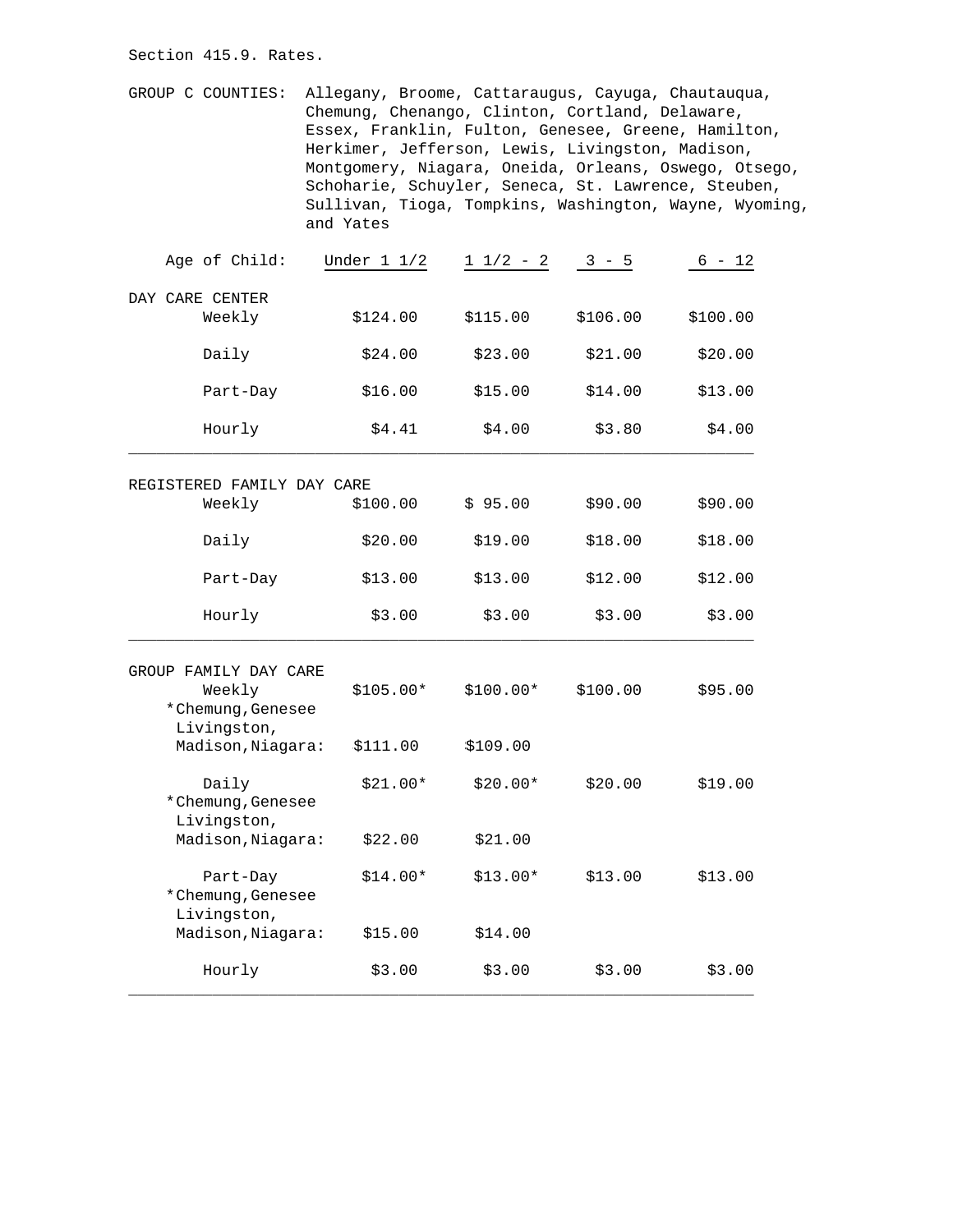Section 415.9. Rates.

GROUP C COUNTIES: Allegany, Broome, Cattaraugus, Cayuga, Chautauqua, Chemung, Chenango, Clinton, Cortland, Delaware, Essex, Franklin, Fulton, Genesee, Greene, Hamilton, Herkimer, Jefferson, Lewis, Livingston, Madison, Montgomery, Niagara, Oneida, Orleans, Oswego, Otsego, Schoharie, Schuyler, Seneca, St. Lawrence, Steuben, Sullivan, Tioga, Tompkins, Washington, Wayne, Wyoming, and Yates

| Age of Child: | Under 1 1/2 | 1 1/2 - 2 | 3 - 5 | 6 - 12 |
|---|---|---|---|---|
| DAY CARE CENTER | | | | |
| Weekly | $124.00 | $115.00 | $106.00 | $100.00 |
| Daily | $24.00 | $23.00 | $21.00 | $20.00 |
| Part-Day | $16.00 | $15.00 | $14.00 | $13.00 |
| Hourly | $4.41 | $4.00 | $3.80 | $4.00 |
| REGISTERED FAMILY DAY CARE | | | | |
| Weekly | $100.00 | $ 95.00 | $90.00 | $90.00 |
| Daily | $20.00 | $19.00 | $18.00 | $18.00 |
| Part-Day | $13.00 | $13.00 | $12.00 | $12.00 |
| Hourly | $3.00 | $3.00 | $3.00 | $3.00 |
| GROUP FAMILY DAY CARE | | | | |
| Weekly | $105.00* | $100.00* | $100.00 | $95.00 |
| *Chemung, Genesee Livingston, Madison, Niagara: | $111.00 | $109.00 | | |
| Daily | $21.00* | $20.00* | $20.00 | $19.00 |
| *Chemung, Genesee Livingston, Madison, Niagara: | $22.00 | $21.00 | | |
| Part-Day | $14.00* | $13.00* | $13.00 | $13.00 |
| *Chemung, Genesee Livingston, Madison, Niagara: | $15.00 | $14.00 | | |
| Hourly | $3.00 | $3.00 | $3.00 | $3.00 |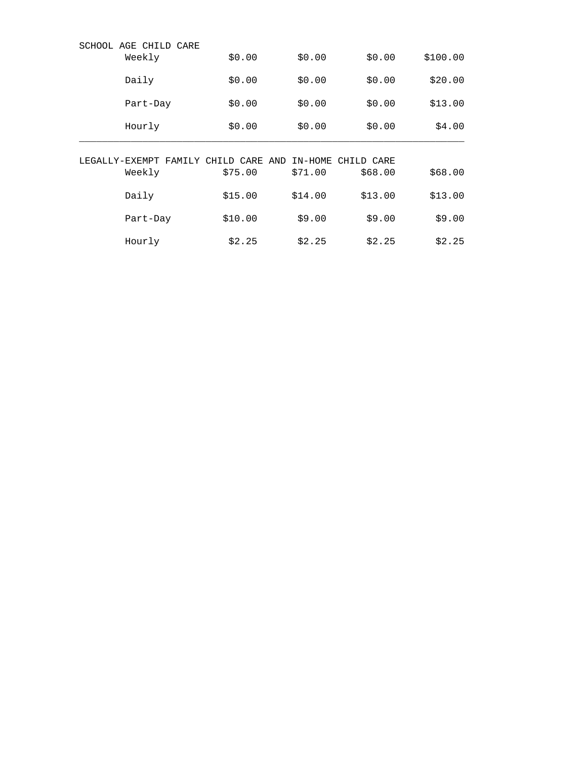| SCHOOL AGE CHILD CARE | | | | |
|---|---|---|---|---|
| Weekly | $0.00 | $0.00 | $0.00 | $100.00 |
| Daily | $0.00 | $0.00 | $0.00 | $20.00 |
| Part-Day | $0.00 | $0.00 | $0.00 | $13.00 |
| Hourly | $0.00 | $0.00 | $0.00 | $4.00 |

| LEGALLY-EXEMPT FAMILY CHILD CARE AND IN-HOME CHILD CARE | | | | |
|---|---|---|---|---|
| Weekly | $75.00 | $71.00 | $68.00 | $68.00 |
| Daily | $15.00 | $14.00 | $13.00 | $13.00 |
| Part-Day | $10.00 | $9.00 | $9.00 | $9.00 |
| Hourly | $2.25 | $2.25 | $2.25 | $2.25 |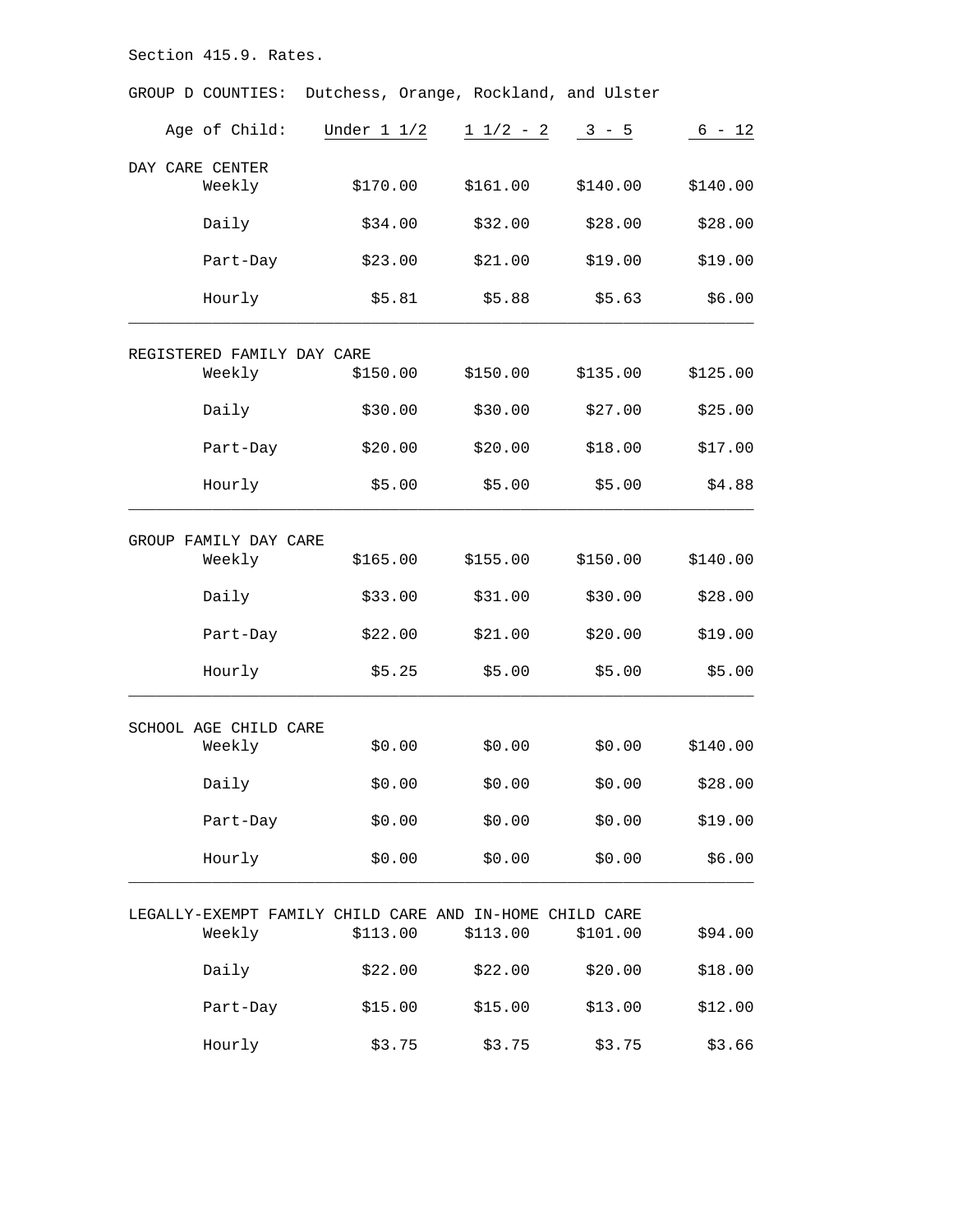Section 415.9. Rates.

GROUP D COUNTIES: Dutchess, Orange, Rockland, and Ulster

| Age of Child: | Under 1 1/2 | 1 1/2 - 2 | 3 - 5 | 6 - 12 |
|---|---|---|---|---|
| **DAY CARE CENTER** | | | | |
| Weekly | $170.00 | $161.00 | $140.00 | $140.00 |
| Daily | $34.00 | $32.00 | $28.00 | $28.00 |
| Part-Day | $23.00 | $21.00 | $19.00 | $19.00 |
| Hourly | $5.81 | $5.88 | $5.63 | $6.00 |
| **REGISTERED FAMILY DAY CARE** | | | | |
| Weekly | $150.00 | $150.00 | $135.00 | $125.00 |
| Daily | $30.00 | $30.00 | $27.00 | $25.00 |
| Part-Day | $20.00 | $20.00 | $18.00 | $17.00 |
| Hourly | $5.00 | $5.00 | $5.00 | $4.88 |
| **GROUP FAMILY DAY CARE** | | | | |
| Weekly | $165.00 | $155.00 | $150.00 | $140.00 |
| Daily | $33.00 | $31.00 | $30.00 | $28.00 |
| Part-Day | $22.00 | $21.00 | $20.00 | $19.00 |
| Hourly | $5.25 | $5.00 | $5.00 | $5.00 |
| **SCHOOL AGE CHILD CARE** | | | | |
| Weekly | $0.00 | $0.00 | $0.00 | $140.00 |
| Daily | $0.00 | $0.00 | $0.00 | $28.00 |
| Part-Day | $0.00 | $0.00 | $0.00 | $19.00 |
| Hourly | $0.00 | $0.00 | $0.00 | $6.00 |
| **LEGALLY-EXEMPT FAMILY CHILD CARE AND IN-HOME CHILD CARE** | | | | |
| Weekly | $113.00 | $113.00 | $101.00 | $94.00 |
| Daily | $22.00 | $22.00 | $20.00 | $18.00 |
| Part-Day | $15.00 | $15.00 | $13.00 | $12.00 |
| Hourly | $3.75 | $3.75 | $3.75 | $3.66 |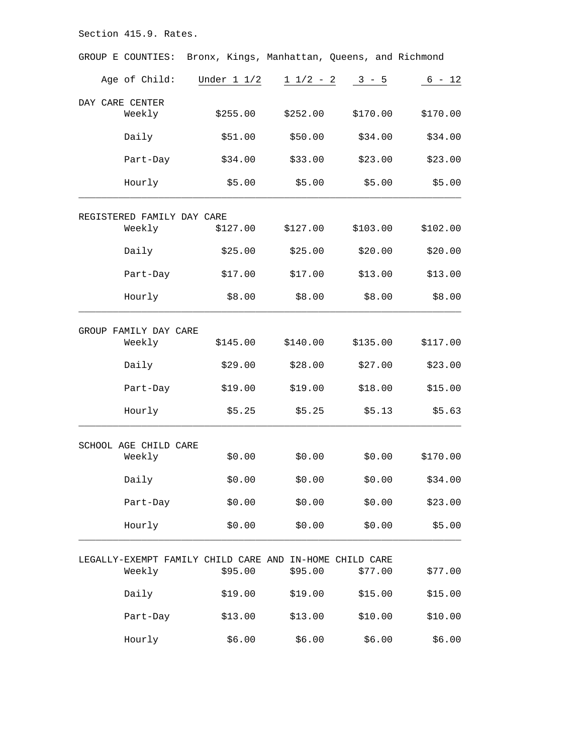Section 415.9. Rates.

GROUP E COUNTIES: Bronx, Kings, Manhattan, Queens, and Richmond

| Age of Child: | Under 1 1/2 | 1 1/2 - 2 | 3 - 5 | 6 - 12 |
|---|---|---|---|---|
| **DAY CARE CENTER** | | | | |
| Weekly | $255.00 | $252.00 | $170.00 | $170.00 |
| Daily | $51.00 | $50.00 | $34.00 | $34.00 |
| Part-Day | $34.00 | $33.00 | $23.00 | $23.00 |
| Hourly | $5.00 | $5.00 | $5.00 | $5.00 |
| **REGISTERED FAMILY DAY CARE** | | | | |
| Weekly | $127.00 | $127.00 | $103.00 | $102.00 |
| Daily | $25.00 | $25.00 | $20.00 | $20.00 |
| Part-Day | $17.00 | $17.00 | $13.00 | $13.00 |
| Hourly | $8.00 | $8.00 | $8.00 | $8.00 |
| **GROUP FAMILY DAY CARE** | | | | |
| Weekly | $145.00 | $140.00 | $135.00 | $117.00 |
| Daily | $29.00 | $28.00 | $27.00 | $23.00 |
| Part-Day | $19.00 | $19.00 | $18.00 | $15.00 |
| Hourly | $5.25 | $5.25 | $5.13 | $5.63 |
| **SCHOOL AGE CHILD CARE** | | | | |
| Weekly | $0.00 | $0.00 | $0.00 | $170.00 |
| Daily | $0.00 | $0.00 | $0.00 | $34.00 |
| Part-Day | $0.00 | $0.00 | $0.00 | $23.00 |
| Hourly | $0.00 | $0.00 | $0.00 | $5.00 |
| **LEGALLY-EXEMPT FAMILY CHILD CARE AND IN-HOME CHILD CARE** | | | | |
| Weekly | $95.00 | $95.00 | $77.00 | $77.00 |
| Daily | $19.00 | $19.00 | $15.00 | $15.00 |
| Part-Day | $13.00 | $13.00 | $10.00 | $10.00 |
| Hourly | $6.00 | $6.00 | $6.00 | $6.00 |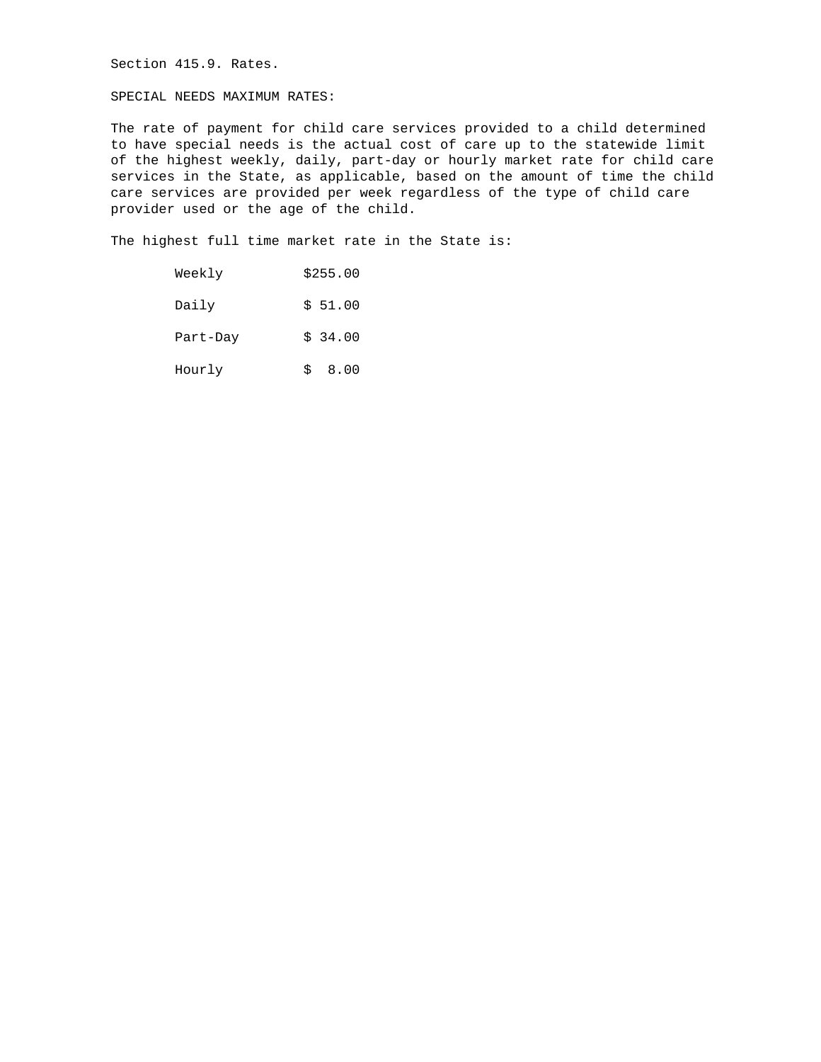Section 415.9. Rates.

SPECIAL NEEDS MAXIMUM RATES:

The rate of payment for child care services provided to a child determined to have special needs is the actual cost of care up to the statewide limit of the highest weekly, daily, part-day or hourly market rate for child care services in the State, as applicable, based on the amount of time the child care services are provided per week regardless of the type of child care provider used or the age of the child.

The highest full time market rate in the State is:

| | |
|---|---|
| Weekly | $255.00 |
| Daily | $ 51.00 |
| Part-Day | $ 34.00 |
| Hourly | $ 8.00 |